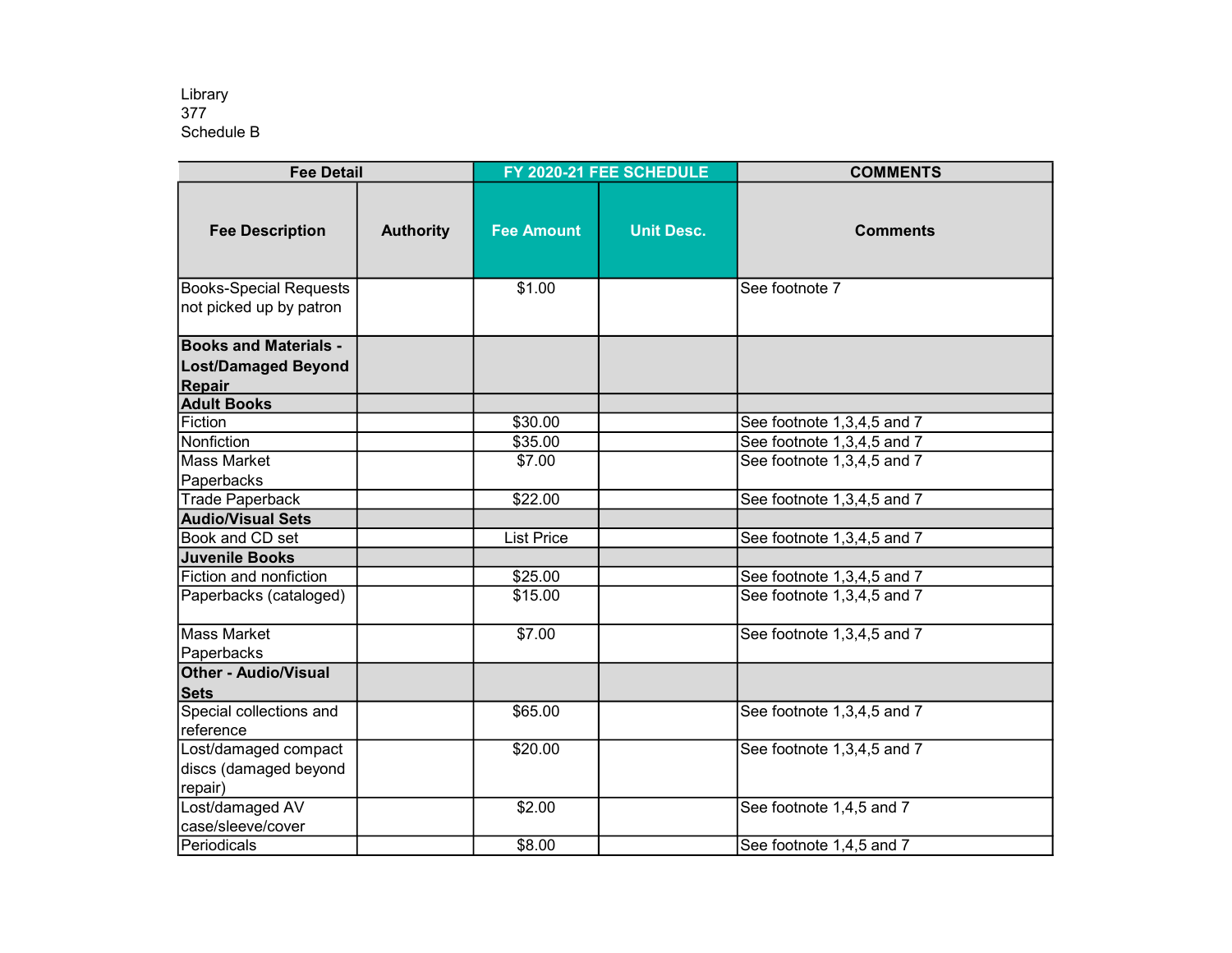Library
377
Schedule B

| Fee Detail | | FY 2020-21 FEE SCHEDULE | | COMMENTS |
|---|---|---|---|---|
| **Fee Description** | **Authority** | **Fee Amount** | **Unit Desc.** | **Comments** |
| Books-Special Requests not picked up by patron | | $1.00 | | See footnote 7 |
| **Books and Materials - Lost/Damaged Beyond Repair** | | | | |
| **Adult Books** | | | | |
| Fiction | | $30.00 | | See footnote 1,3,4,5 and 7 |
| Nonfiction | | $35.00 | | See footnote 1,3,4,5 and 7 |
| Mass Market Paperbacks | | $7.00 | | See footnote 1,3,4,5 and 7 |
| Trade Paperback | | $22.00 | | See footnote 1,3,4,5 and 7 |
| **Audio/Visual Sets** | | | | |
| Book and CD set | | List Price | | See footnote 1,3,4,5 and 7 |
| **Juvenile Books** | | | | |
| Fiction and nonfiction | | $25.00 | | See footnote 1,3,4,5 and 7 |
| Paperbacks (cataloged) | | $15.00 | | See footnote 1,3,4,5 and 7 |
| Mass Market Paperbacks | | $7.00 | | See footnote 1,3,4,5 and 7 |
| **Other - Audio/Visual Sets** | | | | |
| Special collections and reference | | $65.00 | | See footnote 1,3,4,5 and 7 |
| Lost/damaged compact discs (damaged beyond repair) | | $20.00 | | See footnote 1,3,4,5 and 7 |
| Lost/damaged AV case/sleeve/cover | | $2.00 | | See footnote 1,4,5 and 7 |
| Periodicals | | $8.00 | | See footnote 1,4,5 and 7 |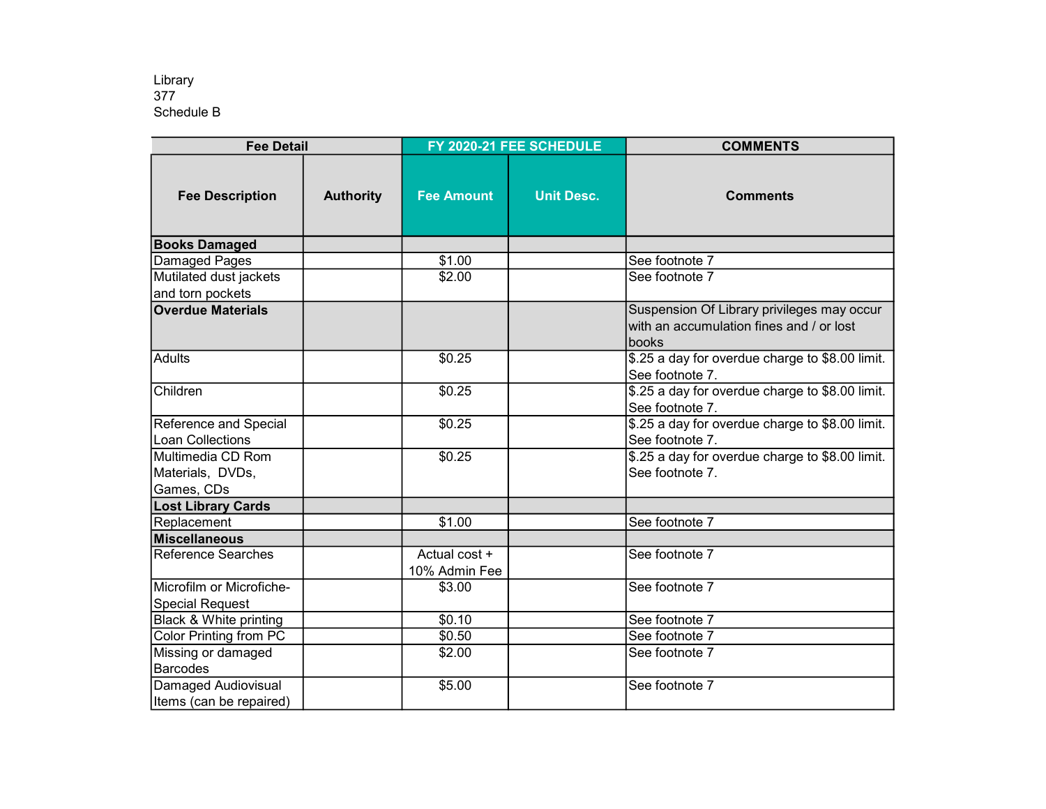Library
377
Schedule B

| Fee Detail | | FY 2020-21 FEE SCHEDULE | | COMMENTS |
|---|---|---|---|---|
| Fee Description | Authority | Fee Amount | Unit Desc. | Comments |
| **Books Damaged** | | | | |
| Damaged Pages | | $1.00 | | See footnote 7 |
| Mutilated dust jackets and torn pockets | | $2.00 | | See footnote 7 |
| **Overdue Materials** | | | | Suspension Of Library privileges may occur with an accumulation fines and / or lost books |
| Adults | | $0.25 | | $.25 a day for overdue charge to $8.00 limit. See footnote 7. |
| Children | | $0.25 | | $.25 a day for overdue charge to $8.00 limit. See footnote 7. |
| Reference and Special Loan Collections | | $0.25 | | $.25 a day for overdue charge to $8.00 limit. See footnote 7. |
| Multimedia CD Rom Materials, DVDs, Games, CDs | | $0.25 | | $.25 a day for overdue charge to $8.00 limit. See footnote 7. |
| **Lost Library Cards** | | | | |
| Replacement | | $1.00 | | See footnote 7 |
| **Miscellaneous** | | | | |
| Reference Searches | | Actual cost + 10% Admin Fee | | See footnote 7 |
| Microfilm or Microfiche-Special Request | | $3.00 | | See footnote 7 |
| Black & White printing | | $0.10 | | See footnote 7 |
| Color Printing from PC | | $0.50 | | See footnote 7 |
| Missing or damaged Barcodes | | $2.00 | | See footnote 7 |
| Damaged Audiovisual Items (can be repaired) | | $5.00 | | See footnote 7 |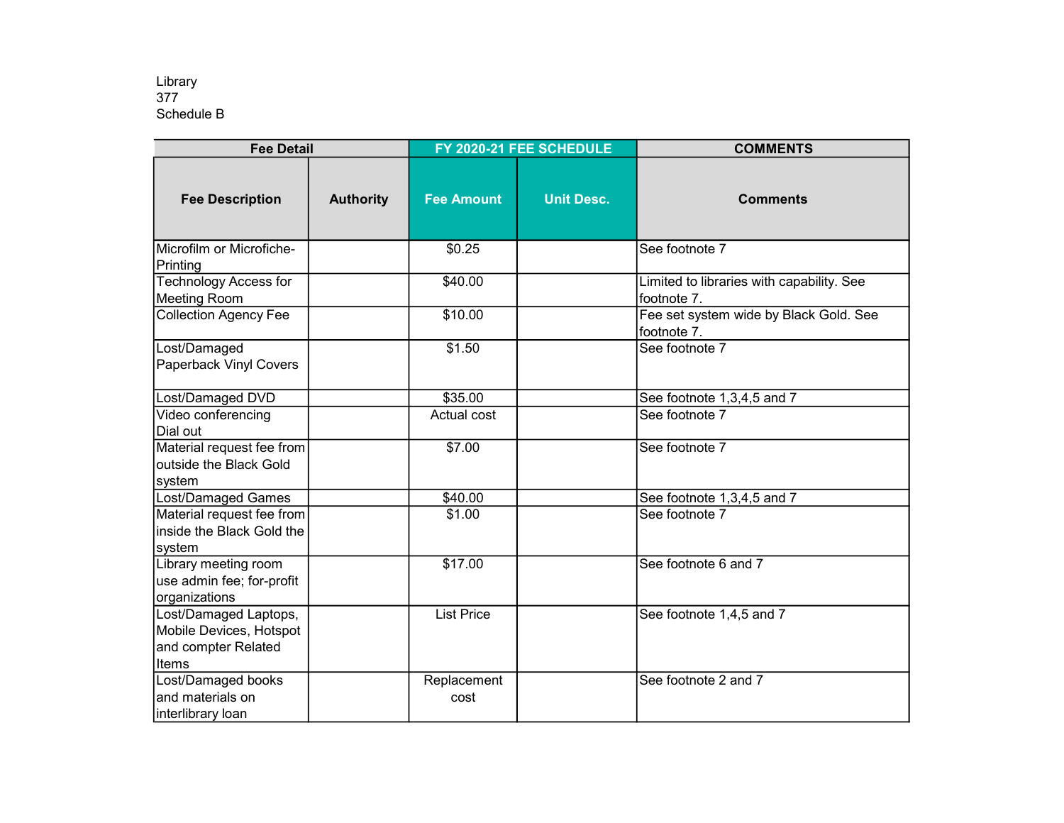Library
377
Schedule B

| Fee Detail | | FY 2020-21 FEE SCHEDULE | | COMMENTS |
|---|---|---|---|---|
| Fee Description | Authority | Fee Amount | Unit Desc. | Comments |
| Microfilm or Microfiche-Printing | | $0.25 | | See footnote 7 |
| Technology Access for Meeting Room | | $40.00 | | Limited to libraries with capability. See footnote 7. |
| Collection Agency Fee | | $10.00 | | Fee set system wide by Black Gold. See footnote 7. |
| Lost/Damaged Paperback Vinyl Covers | | $1.50 | | See footnote 7 |
| Lost/Damaged DVD | | $35.00 | | See footnote 1,3,4,5 and 7 |
| Video conferencing Dial out | | Actual cost | | See footnote 7 |
| Material request fee from outside the Black Gold system | | $7.00 | | See footnote 7 |
| Lost/Damaged Games | | $40.00 | | See footnote 1,3,4,5 and 7 |
| Material request fee from inside the Black Gold the system | | $1.00 | | See footnote 7 |
| Library meeting room use admin fee; for-profit organizations | | $17.00 | | See footnote 6 and 7 |
| Lost/Damaged Laptops, Mobile Devices, Hotspot and compter Related Items | | List Price | | See footnote 1,4,5 and 7 |
| Lost/Damaged books and materials on interlibrary loan | | Replacement cost | | See footnote 2 and 7 |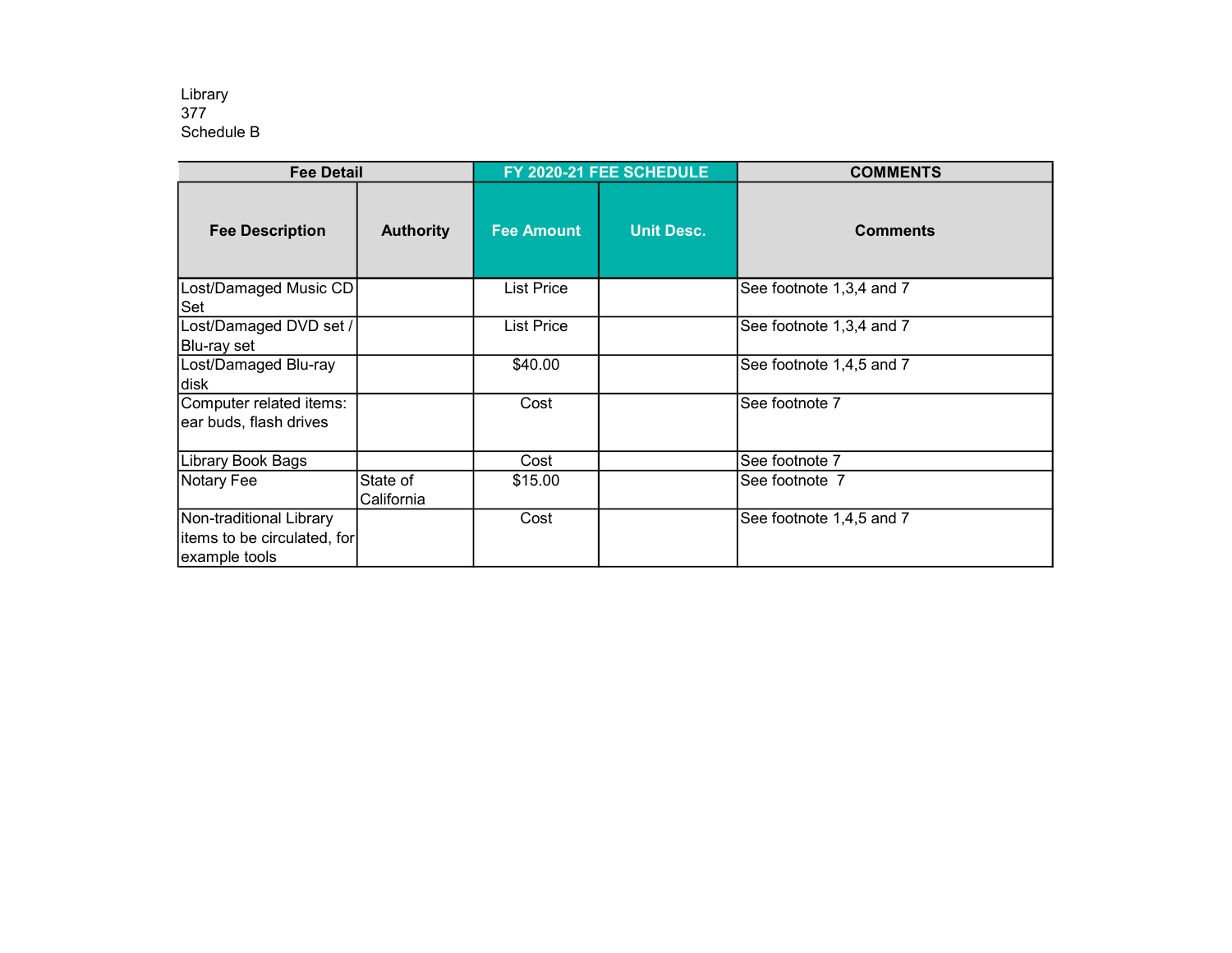Library
377
Schedule B

| Fee Detail | | FY 2020-21 FEE SCHEDULE | | COMMENTS |
|---|---|---|---|---|
| **Fee Description** | **Authority** | **Fee Amount** | **Unit Desc.** | **Comments** |
| Lost/Damaged Music CD Set | | List Price | | See footnote 1,3,4 and 7 |
| Lost/Damaged DVD set / Blu-ray set | | List Price | | See footnote 1,3,4 and 7 |
| Lost/Damaged Blu-ray disk | | $40.00 | | See footnote 1,4,5 and 7 |
| Computer related items: ear buds, flash drives | | Cost | | See footnote 7 |
| Library Book Bags | | Cost | | See footnote 7 |
| Notary Fee | State of California | $15.00 | | See footnote 7 |
| Non-traditional Library items to be circulated, for example tools | | Cost | | See footnote 1,4,5 and 7 |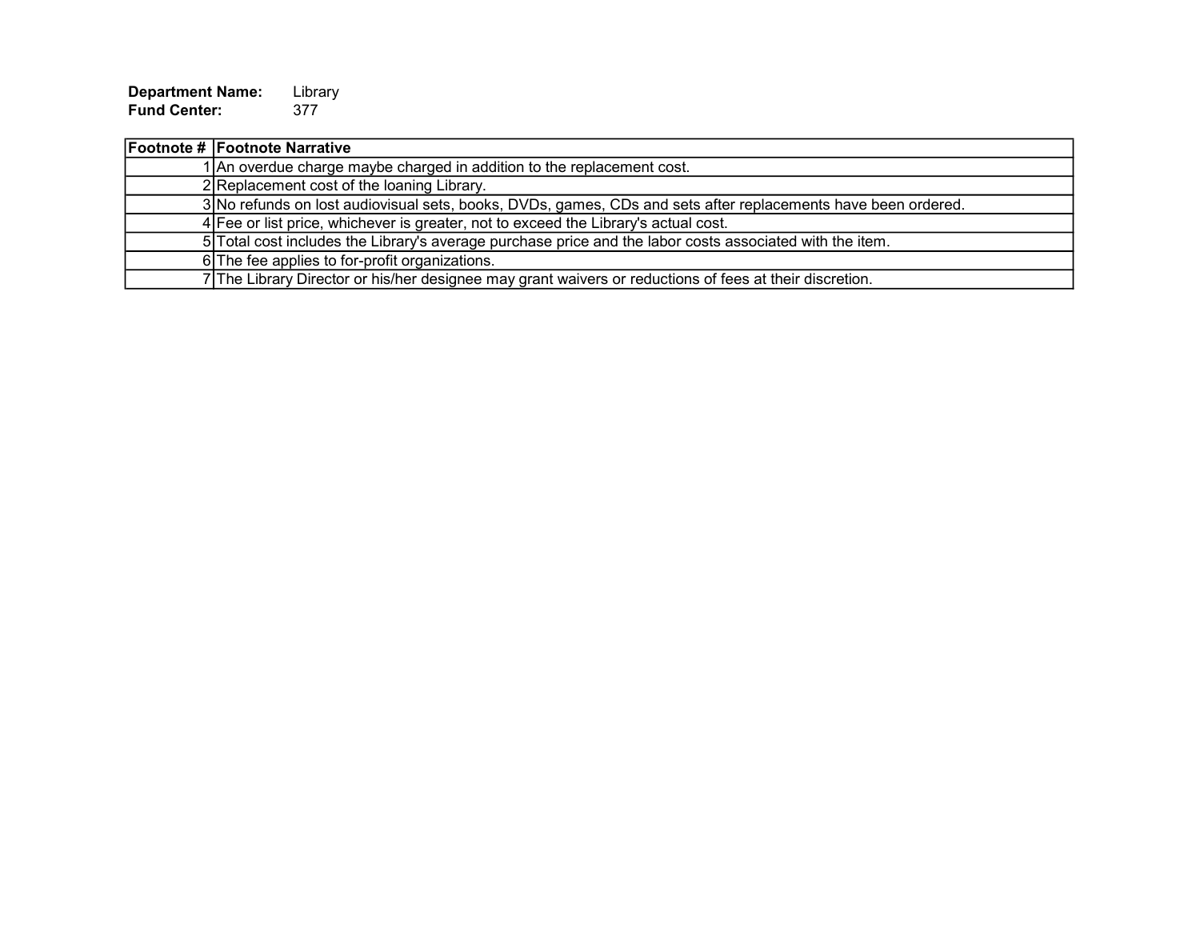**Department Name:** Library
**Fund Center:** 377

| Footnote # | Footnote Narrative |
|---|---|
| 1 | An overdue charge maybe charged in addition to the replacement cost. |
| 2 | Replacement cost of the loaning Library. |
| 3 | No refunds on lost audiovisual sets, books, DVDs, games, CDs and sets after replacements have been ordered. |
| 4 | Fee or list price, whichever is greater, not to exceed the Library's actual cost. |
| 5 | Total cost includes the Library's average purchase price and the labor costs associated with the item. |
| 6 | The fee applies to for-profit organizations. |
| 7 | The Library Director or his/her designee may grant waivers or reductions of fees at their discretion. |